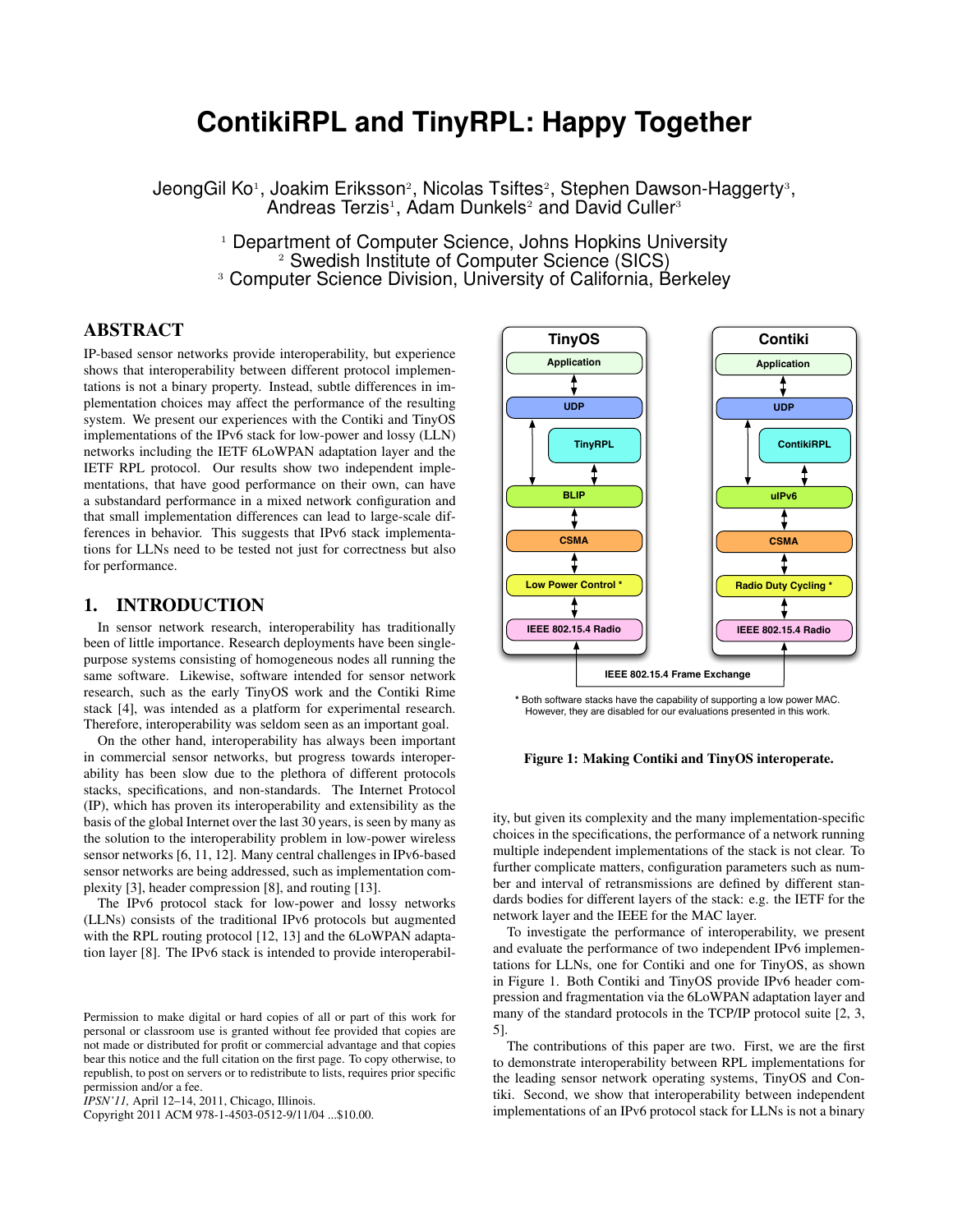# ContikiRPL and TinyRPL: Happy Together

JeongGil Ko[1], Joakim Eriksson[2], Nicolas Tsiftes[2], Stephen Dawson-Haggerty[3], Andreas Terzis[1], Adam Dunkels[2] and David Culler[3]

[1] Department of Computer Science, Johns Hopkins University
[2] Swedish Institute of Computer Science (SICS)
[3] Computer Science Division, University of California, Berkeley

## ABSTRACT

IP-based sensor networks provide interoperability, but experience shows that interoperability between different protocol implementations is not a binary property. Instead, subtle differences in implementation choices may affect the performance of the resulting system. We present our experiences with the Contiki and TinyOS implementations of the IPv6 stack for low-power and lossy (LLN) networks including the IETF 6LoWPAN adaptation layer and the IETF RPL protocol. Our results show two independent implementations, that have good performance on their own, can have a substandard performance in a mixed network configuration and that small implementation differences can lead to large-scale differences in behavior. This suggests that IPv6 stack implementations for LLNs need to be tested not just for correctness but also for performance.

## 1. INTRODUCTION

In sensor network research, interoperability has traditionally been of little importance. Research deployments have been single-purpose systems consisting of homogeneous nodes all running the same software. Likewise, software intended for sensor network research, such as the early TinyOS work and the Contiki Rime stack [4], was intended as a platform for experimental research. Therefore, interoperability was seldom seen as an important goal.

On the other hand, interoperability has always been important in commercial sensor networks, but progress towards interoperability has been slow due to the plethora of different protocols stacks, specifications, and non-standards. The Internet Protocol (IP), which has proven its interoperability and extensibility as the basis of the global Internet over the last 30 years, is seen by many as the solution to the interoperability problem in low-power wireless sensor networks [6, 11, 12]. Many central challenges in IPv6-based sensor networks are being addressed, such as implementation complexity [3], header compression [8], and routing [13].

The IPv6 protocol stack for low-power and lossy networks (LLNs) consists of the traditional IPv6 protocols but augmented with the RPL routing protocol [12, 13] and the 6LoWPAN adaptation layer [8]. The IPv6 stack is intended to provide interoperability, but given its complexity and the many implementation-specific choices in the specifications, the performance of a network running multiple independent implementations of the stack is not clear. To further complicate matters, configuration parameters such as number and interval of retransmissions are defined by different standards bodies for different layers of the stack: e.g. the IETF for the network layer and the IEEE for the MAC layer.

| TinyOS | Contiki |
|---|---|
| Application | Application |
| UDP | UDP |
| TinyRPL | ContikiRPL |
| BLIP | uIPv6 |
| CSMA | CSMA |
| Low Power Control * | Radio Duty Cycling * |
| IEEE 802.15.4 Radio | IEEE 802.15.4 Radio |

IEEE 802.15.4 Frame Exchange

\* Both software stacks have the capability of supporting a low power MAC. However, they are disabled for our evaluations presented in this work.

**Figure 1: Making Contiki and TinyOS interoperate.**

To investigate the performance of interoperability, we present and evaluate the performance of two independent IPv6 implementations for LLNs, one for Contiki and one for TinyOS, as shown in Figure 1. Both Contiki and TinyOS provide IPv6 header compression and fragmentation via the 6LoWPAN adaptation layer and many of the standard protocols in the TCP/IP protocol suite [2, 3, 5].

The contributions of this paper are two. First, we are the first to demonstrate interoperability between RPL implementations for the leading sensor network operating systems, TinyOS and Contiki. Second, we show that interoperability between independent implementations of an IPv6 protocol stack for LLNs is not a binary

Permission to make digital or hard copies of all or part of this work for personal or classroom use is granted without fee provided that copies are not made or distributed for profit or commercial advantage and that copies bear this notice and the full citation on the first page. To copy otherwise, to republish, to post on servers or to redistribute to lists, requires prior specific permission and/or a fee.
*IPSN'11,* April 12–14, 2011, Chicago, Illinois.
Copyright 2011 ACM 978-1-4503-0512-9/11/04 ...$10.00.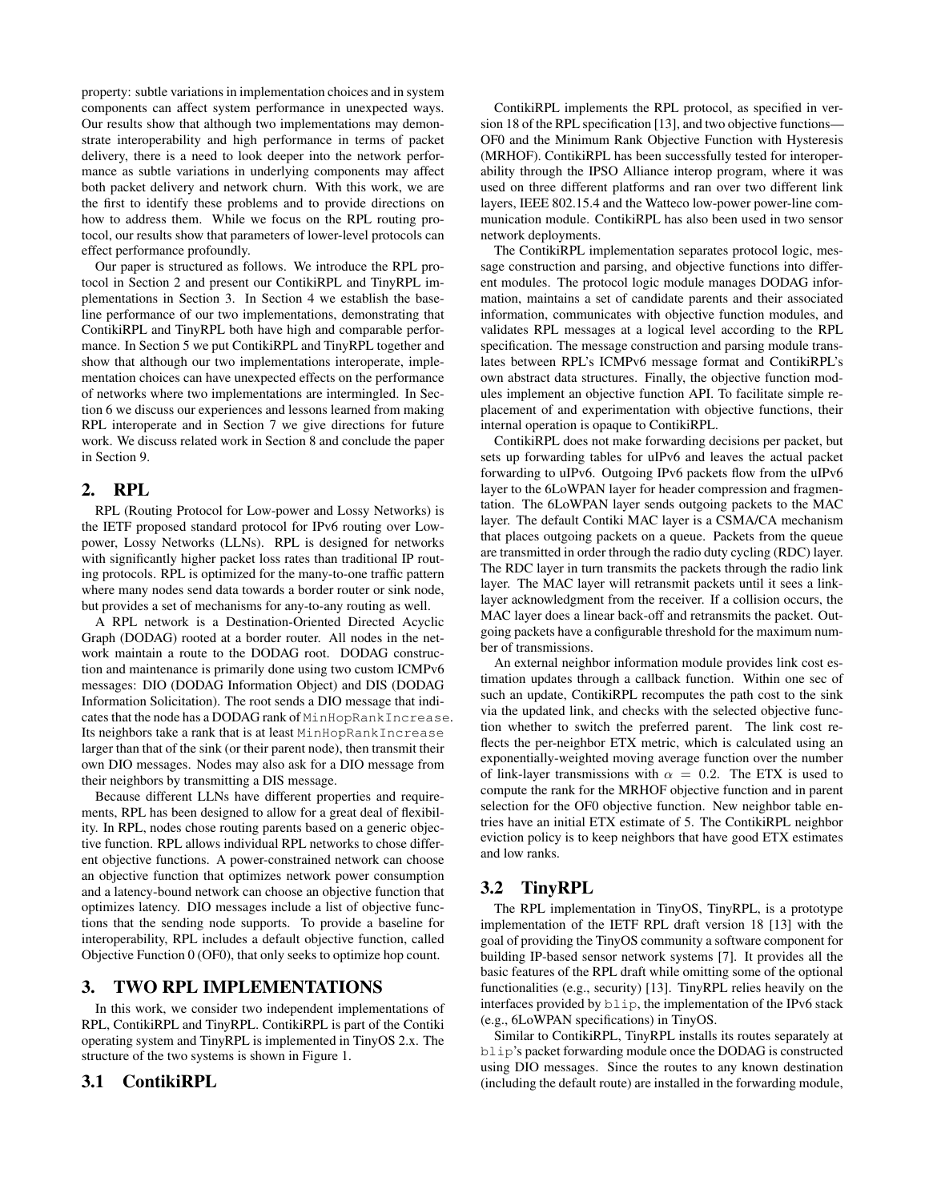property: subtle variations in implementation choices and in system components can affect system performance in unexpected ways. Our results show that although two implementations may demonstrate interoperability and high performance in terms of packet delivery, there is a need to look deeper into the network performance as subtle variations in underlying components may affect both packet delivery and network churn. With this work, we are the first to identify these problems and to provide directions on how to address them. While we focus on the RPL routing protocol, our results show that parameters of lower-level protocols can effect performance profoundly.

Our paper is structured as follows. We introduce the RPL protocol in Section 2 and present our ContikiRPL and TinyRPL implementations in Section 3. In Section 4 we establish the baseline performance of our two implementations, demonstrating that ContikiRPL and TinyRPL both have high and comparable performance. In Section 5 we put ContikiRPL and TinyRPL together and show that although our two implementations interoperate, implementation choices can have unexpected effects on the performance of networks where two implementations are intermingled. In Section 6 we discuss our experiences and lessons learned from making RPL interoperate and in Section 7 we give directions for future work. We discuss related work in Section 8 and conclude the paper in Section 9.

## 2. RPL

RPL (Routing Protocol for Low-power and Lossy Networks) is the IETF proposed standard protocol for IPv6 routing over Low-power, Lossy Networks (LLNs). RPL is designed for networks with significantly higher packet loss rates than traditional IP routing protocols. RPL is optimized for the many-to-one traffic pattern where many nodes send data towards a border router or sink node, but provides a set of mechanisms for any-to-any routing as well.

A RPL network is a Destination-Oriented Directed Acyclic Graph (DODAG) rooted at a border router. All nodes in the network maintain a route to the DODAG root. DODAG construction and maintenance is primarily done using two custom ICMPv6 messages: DIO (DODAG Information Object) and DIS (DODAG Information Solicitation). The root sends a DIO message that indicates that the node has a DODAG rank of `MinHopRankIncrease`. Its neighbors take a rank that is at least `MinHopRankIncrease` larger than that of the sink (or their parent node), then transmit their own DIO messages. Nodes may also ask for a DIO message from their neighbors by transmitting a DIS message.

Because different LLNs have different properties and requirements, RPL has been designed to allow for a great deal of flexibility. In RPL, nodes chose routing parents based on a generic objective function. RPL allows individual RPL networks to chose different objective functions. A power-constrained network can choose an objective function that optimizes network power consumption and a latency-bound network can choose an objective function that optimizes latency. DIO messages include a list of objective functions that the sending node supports. To provide a baseline for interoperability, RPL includes a default objective function, called Objective Function 0 (OF0), that only seeks to optimize hop count.

## 3. TWO RPL IMPLEMENTATIONS

In this work, we consider two independent implementations of RPL, ContikiRPL and TinyRPL. ContikiRPL is part of the Contiki operating system and TinyRPL is implemented in TinyOS 2.x. The structure of the two systems is shown in Figure 1.

### 3.1 ContikiRPL

ContikiRPL implements the RPL protocol, as specified in version 18 of the RPL specification [13], and two objective functions—OF0 and the Minimum Rank Objective Function with Hysteresis (MRHOF). ContikiRPL has been successfully tested for interoperability through the IPSO Alliance interop program, where it was used on three different platforms and ran over two different link layers, IEEE 802.15.4 and the Watteco low-power power-line communication module. ContikiRPL has also been used in two sensor network deployments.

The ContikiRPL implementation separates protocol logic, message construction and parsing, and objective functions into different modules. The protocol logic module manages DODAG information, maintains a set of candidate parents and their associated information, communicates with objective function modules, and validates RPL messages at a logical level according to the RPL specification. The message construction and parsing module translates between RPL's ICMPv6 message format and ContikiRPL's own abstract data structures. Finally, the objective function modules implement an objective function API. To facilitate simple replacement of and experimentation with objective functions, their internal operation is opaque to ContikiRPL.

ContikiRPL does not make forwarding decisions per packet, but sets up forwarding tables for uIPv6 and leaves the actual packet forwarding to uIPv6. Outgoing IPv6 packets flow from the uIPv6 layer to the 6LoWPAN layer for header compression and fragmentation. The 6LoWPAN layer sends outgoing packets to the MAC layer. The default Contiki MAC layer is a CSMA/CA mechanism that places outgoing packets on a queue. Packets from the queue are transmitted in order through the radio duty cycling (RDC) layer. The RDC layer in turn transmits the packets through the radio link layer. The MAC layer will retransmit packets until it sees a link-layer acknowledgment from the receiver. If a collision occurs, the MAC layer does a linear back-off and retransmits the packet. Outgoing packets have a configurable threshold for the maximum number of transmissions.

An external neighbor information module provides link cost estimation updates through a callback function. Within one sec of such an update, ContikiRPL recomputes the path cost to the sink via the updated link, and checks with the selected objective function whether to switch the preferred parent. The link cost reflects the per-neighbor ETX metric, which is calculated using an exponentially-weighted moving average function over the number of link-layer transmissions with $\alpha = 0.2$. The ETX is used to compute the rank for the MRHOF objective function and in parent selection for the OF0 objective function. New neighbor table entries have an initial ETX estimate of 5. The ContikiRPL neighbor eviction policy is to keep neighbors that have good ETX estimates and low ranks.

### 3.2 TinyRPL

The RPL implementation in TinyOS, TinyRPL, is a prototype implementation of the IETF RPL draft version 18 [13] with the goal of providing the TinyOS community a software component for building IP-based sensor network systems [7]. It provides all the basic features of the RPL draft while omitting some of the optional functionalities (e.g., security) [13]. TinyRPL relies heavily on the interfaces provided by `blip`, the implementation of the IPv6 stack (e.g., 6LoWPAN specifications) in TinyOS.

Similar to ContikiRPL, TinyRPL installs its routes separately at `blip`'s packet forwarding module once the DODAG is constructed using DIO messages. Since the routes to any known destination (including the default route) are installed in the forwarding module,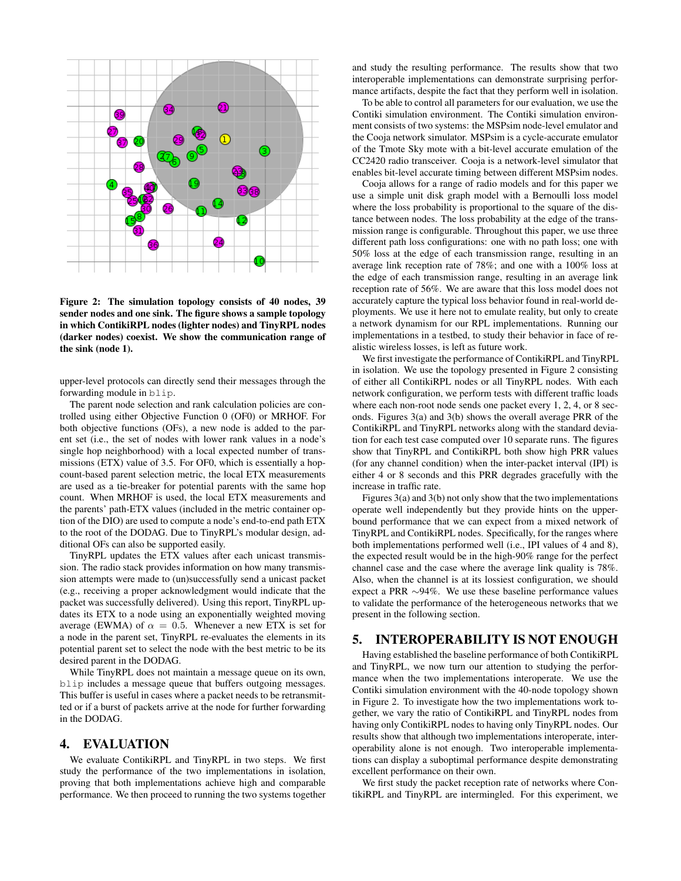Figure 2: The simulation topology consists of 40 nodes, 39 sender nodes and one sink. The figure shows a sample topology in which ContikiRPL nodes (lighter nodes) and TinyRPL nodes (darker nodes) coexist. We show the communication range of the sink (node 1).

upper-level protocols can directly send their messages through the forwarding module in blip.

The parent node selection and rank calculation policies are controlled using either Objective Function 0 (OF0) or MRHOF. For both objective functions (OFs), a new node is added to the parent set (i.e., the set of nodes with lower rank values in a node's single hop neighborhood) with a local expected number of transmissions (ETX) value of 3.5. For OF0, which is essentially a hop-count-based parent selection metric, the local ETX measurements are used as a tie-breaker for potential parents with the same hop count. When MRHOF is used, the local ETX measurements and the parents' path-ETX values (included in the metric container option of the DIO) are used to compute a node's end-to-end path ETX to the root of the DODAG. Due to TinyRPL's modular design, additional OFs can also be supported easily.

TinyRPL updates the ETX values after each unicast transmission. The radio stack provides information on how many transmission attempts were made to (un)successfully send a unicast packet (e.g., receiving a proper acknowledgment would indicate that the packet was successfully delivered). Using this report, TinyRPL updates its ETX to a node using an exponentially weighted moving average (EWMA) of $\alpha = 0.5$. Whenever a new ETX is set for a node in the parent set, TinyRPL re-evaluates the elements in its potential parent set to select the node with the best metric to be its desired parent in the DODAG.

While TinyRPL does not maintain a message queue on its own, blip includes a message queue that buffers outgoing messages. This buffer is useful in cases where a packet needs to be retransmitted or if a burst of packets arrive at the node for further forwarding in the DODAG.

# 4. EVALUATION

We evaluate ContikiRPL and TinyRPL in two steps. We first study the performance of the two implementations in isolation, proving that both implementations achieve high and comparable performance. We then proceed to running the two systems together and study the resulting performance. The results show that two interoperable implementations can demonstrate surprising performance artifacts, despite the fact that they perform well in isolation.

To be able to control all parameters for our evaluation, we use the Contiki simulation environment. The Contiki simulation environment consists of two systems: the MSPsim node-level emulator and the Cooja network simulator. MSPsim is a cycle-accurate emulator of the Tmote Sky mote with a bit-level accurate emulation of the CC2420 radio transceiver. Cooja is a network-level simulator that enables bit-level accurate timing between different MSPsim nodes.

Cooja allows for a range of radio models and for this paper we use a simple unit disk graph model with a Bernoulli loss model where the loss probability is proportional to the square of the distance between nodes. The loss probability at the edge of the transmission range is configurable. Throughout this paper, we use three different path loss configurations: one with no path loss; one with 50% loss at the edge of each transmission range, resulting in an average link reception rate of 78%; and one with a 100% loss at the edge of each transmission range, resulting in an average link reception rate of 56%. We are aware that this loss model does not accurately capture the typical loss behavior found in real-world deployments. We use it here not to emulate reality, but only to create a network dynamism for our RPL implementations. Running our implementations in a testbed, to study their behavior in face of realistic wireless losses, is left as future work.

We first investigate the performance of ContikiRPL and TinyRPL in isolation. We use the topology presented in Figure 2 consisting of either all ContikiRPL nodes or all TinyRPL nodes. With each network configuration, we perform tests with different traffic loads where each non-root node sends one packet every 1, 2, 4, or 8 seconds. Figures 3(a) and 3(b) shows the overall average PRR of the ContikiRPL and TinyRPL networks along with the standard deviation for each test case computed over 10 separate runs. The figures show that TinyRPL and ContikiRPL both show high PRR values (for any channel condition) when the inter-packet interval (IPI) is either 4 or 8 seconds and this PRR degrades gracefully with the increase in traffic rate.

Figures 3(a) and 3(b) not only show that the two implementations operate well independently but they provide hints on the upper-bound performance that we can expect from a mixed network of TinyRPL and ContikiRPL nodes. Specifically, for the ranges where both implementations performed well (i.e., IPI values of 4 and 8), the expected result would be in the high-90% range for the perfect channel case and the case where the average link quality is 78%. Also, when the channel is at its lossiest configuration, we should expect a PRR $\sim$94%. We use these baseline performance values to validate the performance of the heterogeneous networks that we present in the following section.

# 5. INTEROPERABILITY IS NOT ENOUGH

Having established the baseline performance of both ContikiRPL and TinyRPL, we now turn our attention to studying the performance when the two implementations interoperate. We use the Contiki simulation environment with the 40-node topology shown in Figure 2. To investigate how the two implementations work together, we vary the ratio of ContikiRPL and TinyRPL nodes from having only ContikiRPL nodes to having only TinyRPL nodes. Our results show that although two implementations interoperate, interoperability alone is not enough. Two interoperable implementations can display a suboptimal performance despite demonstrating excellent performance on their own.

We first study the packet reception rate of networks where ContikiRPL and TinyRPL are intermingled. For this experiment, we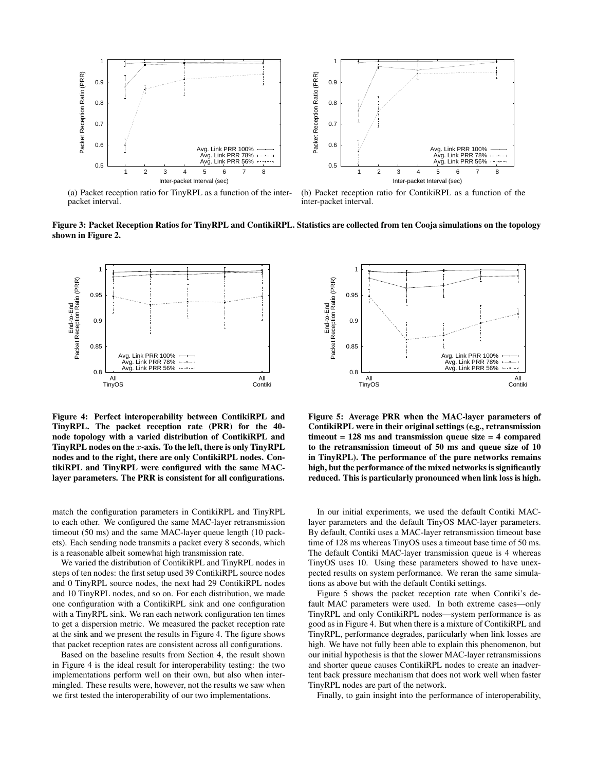(a) Packet reception ratio for TinyRPL as a function of the inter-packet interval.

(b) Packet reception ratio for ContikiRPL as a function of the inter-packet interval.

**Figure 3: Packet Reception Ratios for TinyRPL and ContikiRPL. Statistics are collected from ten Cooja simulations on the topology shown in Figure 2.**

**Figure 4: Perfect interoperability between ContikiRPL and TinyRPL. The packet reception rate (PRR) for the 40-node topology with a varied distribution of ContikiRPL and TinyRPL nodes on the $x$-axis. To the left, there is only TinyRPL nodes and to the right, there are only ContikiRPL nodes. ContikiRPL and TinyRPL were configured with the same MAC-layer parameters. The PRR is consistent for all configurations.**

**Figure 5: Average PRR when the MAC-layer parameters of ContikiRPL were in their original settings (e.g., retransmission timeout = 128 ms and transmission queue size = 4 compared to the retransmission timeout of 50 ms and queue size of 10 in TinyRPL). The performance of the pure networks remains high, but the performance of the mixed networks is significantly reduced. This is particularly pronounced when link loss is high.**

match the configuration parameters in ContikiRPL and TinyRPL to each other. We configured the same MAC-layer retransmission timeout (50 ms) and the same MAC-layer queue length (10 packets). Each sending node transmits a packet every 8 seconds, which is a reasonable albeit somewhat high transmission rate.

We varied the distribution of ContikiRPL and TinyRPL nodes in steps of ten nodes: the first setup used 39 ContikiRPL source nodes and 0 TinyRPL source nodes, the next had 29 ContikiRPL nodes and 10 TinyRPL nodes, and so on. For each distribution, we made one configuration with a ContikiRPL sink and one configuration with a TinyRPL sink. We ran each network configuration ten times to get a dispersion metric. We measured the packet reception rate at the sink and we present the results in Figure 4. The figure shows that packet reception rates are consistent across all configurations.

Based on the baseline results from Section 4, the result shown in Figure 4 is the ideal result for interoperability testing: the two implementations perform well on their own, but also when intermingled. These results were, however, not the results we saw when we first tested the interoperability of our two implementations.

In our initial experiments, we used the default Contiki MAC-layer parameters and the default TinyOS MAC-layer parameters. By default, Contiki uses a MAC-layer retransmission timeout base time of 128 ms whereas TinyOS uses a timeout base time of 50 ms. The default Contiki MAC-layer transmission queue is 4 whereas TinyOS uses 10. Using these parameters showed to have unexpected results on system performance. We reran the same simulations as above but with the default Contiki settings.

Figure 5 shows the packet reception rate when Contiki's default MAC parameters were used. In both extreme cases—only TinyRPL and only ContikiRPL nodes—system performance is as good as in Figure 4. But when there is a mixture of ContikiRPL and TinyRPL, performance degrades, particularly when link losses are high. We have not fully been able to explain this phenomenon, but our initial hypothesis is that the slower MAC-layer retransmissions and shorter queue causes ContikiRPL nodes to create an inadvertent back pressure mechanism that does not work well when faster TinyRPL nodes are part of the network.

Finally, to gain insight into the performance of interoperability,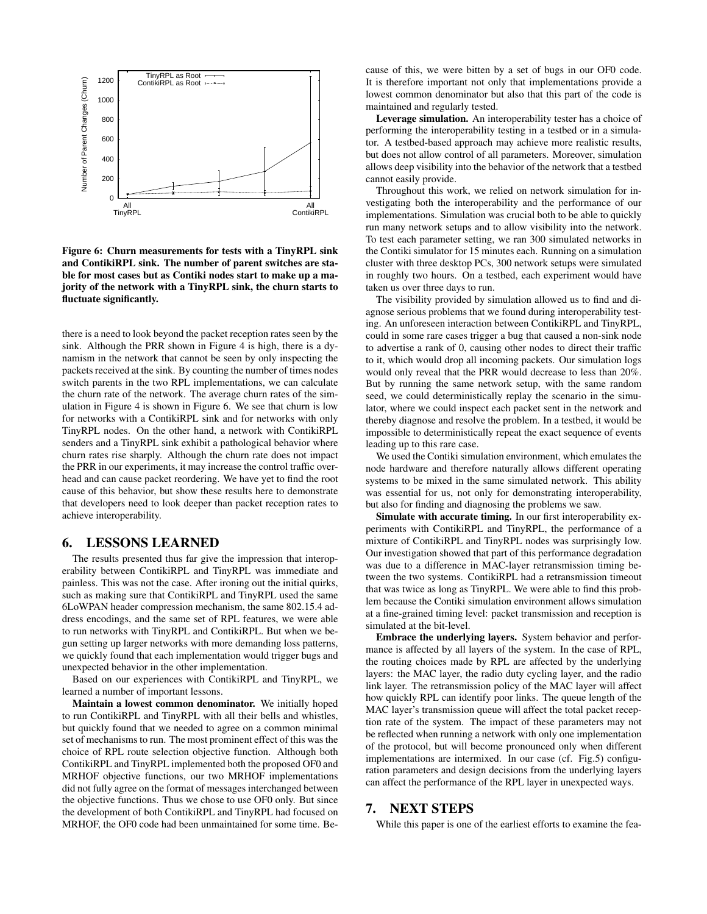**Figure 6: Churn measurements for tests with a TinyRPL sink and ContikiRPL sink. The number of parent switches are stable for most cases but as Contiki nodes start to make up a majority of the network with a TinyRPL sink, the churn starts to fluctuate significantly.**

there is a need to look beyond the packet reception rates seen by the sink. Although the PRR shown in Figure 4 is high, there is a dynamism in the network that cannot be seen by only inspecting the packets received at the sink. By counting the number of times nodes switch parents in the two RPL implementations, we can calculate the churn rate of the network. The average churn rates of the simulation in Figure 4 is shown in Figure 6. We see that churn is low for networks with a ContikiRPL sink and for networks with only TinyRPL nodes. On the other hand, a network with ContikiRPL senders and a TinyRPL sink exhibit a pathological behavior where churn rates rise sharply. Although the churn rate does not impact the PRR in our experiments, it may increase the control traffic overhead and can cause packet reordering. We have yet to find the root cause of this behavior, but show these results here to demonstrate that developers need to look deeper than packet reception rates to achieve interoperability.

## 6. LESSONS LEARNED

The results presented thus far give the impression that interoperability between ContikiRPL and TinyRPL was immediate and painless. This was not the case. After ironing out the initial quirks, such as making sure that ContikiRPL and TinyRPL used the same 6LoWPAN header compression mechanism, the same 802.15.4 address encodings, and the same set of RPL features, we were able to run networks with TinyRPL and ContikiRPL. But when we begun setting up larger networks with more demanding loss patterns, we quickly found that each implementation would trigger bugs and unexpected behavior in the other implementation.

Based on our experiences with ContikiRPL and TinyRPL, we learned a number of important lessons.

**Maintain a lowest common denominator.** We initially hoped to run ContikiRPL and TinyRPL with all their bells and whistles, but quickly found that we needed to agree on a common minimal set of mechanisms to run. The most prominent effect of this was the choice of RPL route selection objective function. Although both ContikiRPL and TinyRPL implemented both the proposed OF0 and MRHOF objective functions, our two MRHOF implementations did not fully agree on the format of messages interchanged between the objective functions. Thus we chose to use OF0 only. But since the development of both ContikiRPL and TinyRPL had focused on MRHOF, the OF0 code had been unmaintained for some time. Because of this, we were bitten by a set of bugs in our OF0 code. It is therefore important not only that implementations provide a lowest common denominator but also that this part of the code is maintained and regularly tested.

**Leverage simulation.** An interoperability tester has a choice of performing the interoperability testing in a testbed or in a simulator. A testbed-based approach may achieve more realistic results, but does not allow control of all parameters. Moreover, simulation allows deep visibility into the behavior of the network that a testbed cannot easily provide.

Throughout this work, we relied on network simulation for investigating both the interoperability and the performance of our implementations. Simulation was crucial both to be able to quickly run many network setups and to allow visibility into the network. To test each parameter setting, we ran 300 simulated networks in the Contiki simulator for 15 minutes each. Running on a simulation cluster with three desktop PCs, 300 network setups were simulated in roughly two hours. On a testbed, each experiment would have taken us over three days to run.

The visibility provided by simulation allowed us to find and diagnose serious problems that we found during interoperability testing. An unforeseen interaction between ContikiRPL and TinyRPL, could in some rare cases trigger a bug that caused a non-sink node to advertise a rank of 0, causing other nodes to direct their traffic to it, which would drop all incoming packets. Our simulation logs would only reveal that the PRR would decrease to less than 20%. But by running the same network setup, with the same random seed, we could deterministically replay the scenario in the simulator, where we could inspect each packet sent in the network and thereby diagnose and resolve the problem. In a testbed, it would be impossible to deterministically repeat the exact sequence of events leading up to this rare case.

We used the Contiki simulation environment, which emulates the node hardware and therefore naturally allows different operating systems to be mixed in the same simulated network. This ability was essential for us, not only for demonstrating interoperability, but also for finding and diagnosing the problems we saw.

**Simulate with accurate timing.** In our first interoperability experiments with ContikiRPL and TinyRPL, the performance of a mixture of ContikiRPL and TinyRPL nodes was surprisingly low. Our investigation showed that part of this performance degradation was due to a difference in MAC-layer retransmission timing between the two systems. ContikiRPL had a retransmission timeout that was twice as long as TinyRPL. We were able to find this problem because the Contiki simulation environment allows simulation at a fine-grained timing level: packet transmission and reception is simulated at the bit-level.

**Embrace the underlying layers.** System behavior and performance is affected by all layers of the system. In the case of RPL, the routing choices made by RPL are affected by the underlying layers: the MAC layer, the radio duty cycling layer, and the radio link layer. The retransmission policy of the MAC layer will affect how quickly RPL can identify poor links. The queue length of the MAC layer's transmission queue will affect the total packet reception rate of the system. The impact of these parameters may not be reflected when running a network with only one implementation of the protocol, but will become pronounced only when different implementations are intermixed. In our case (cf. Fig.5) configuration parameters and design decisions from the underlying layers can affect the performance of the RPL layer in unexpected ways.

## 7. NEXT STEPS

While this paper is one of the earliest efforts to examine the fea-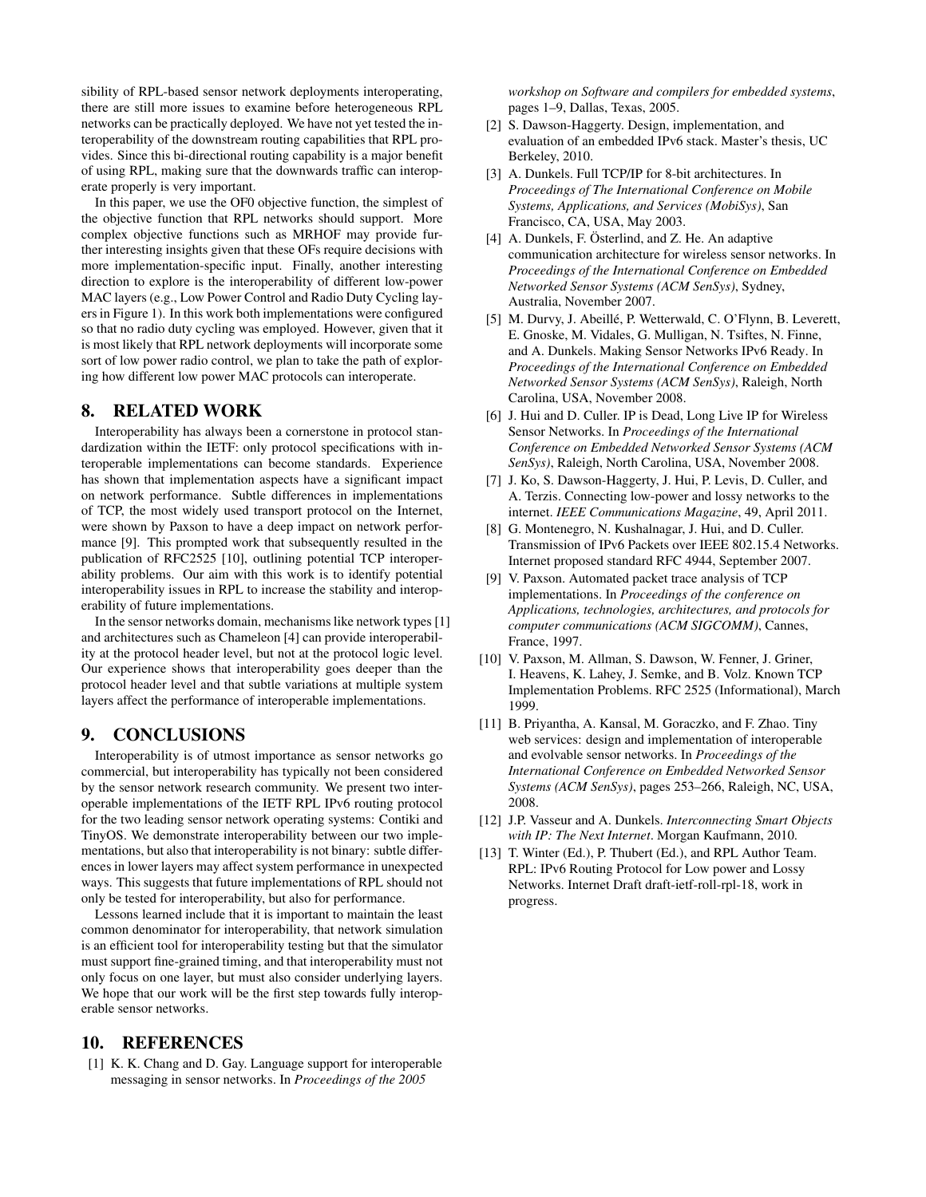sibility of RPL-based sensor network deployments interoperating, there are still more issues to examine before heterogeneous RPL networks can be practically deployed. We have not yet tested the interoperability of the downstream routing capabilities that RPL provides. Since this bi-directional routing capability is a major benefit of using RPL, making sure that the downwards traffic can interoperate properly is very important.

In this paper, we use the OF0 objective function, the simplest of the objective function that RPL networks should support. More complex objective functions such as MRHOF may provide further interesting insights given that these OFs require decisions with more implementation-specific input. Finally, another interesting direction to explore is the interoperability of different low-power MAC layers (e.g., Low Power Control and Radio Duty Cycling layers in Figure 1). In this work both implementations were configured so that no radio duty cycling was employed. However, given that it is most likely that RPL network deployments will incorporate some sort of low power radio control, we plan to take the path of exploring how different low power MAC protocols can interoperate.

## 8. RELATED WORK

Interoperability has always been a cornerstone in protocol standardization within the IETF: only protocol specifications with interoperable implementations can become standards. Experience has shown that implementation aspects have a significant impact on network performance. Subtle differences in implementations of TCP, the most widely used transport protocol on the Internet, were shown by Paxson to have a deep impact on network performance [9]. This prompted work that subsequently resulted in the publication of RFC2525 [10], outlining potential TCP interoperability problems. Our aim with this work is to identify potential interoperability issues in RPL to increase the stability and interoperability of future implementations.

In the sensor networks domain, mechanisms like network types [1] and architectures such as Chameleon [4] can provide interoperability at the protocol header level, but not at the protocol logic level. Our experience shows that interoperability goes deeper than the protocol header level and that subtle variations at multiple system layers affect the performance of interoperable implementations.

## 9. CONCLUSIONS

Interoperability is of utmost importance as sensor networks go commercial, but interoperability has typically not been considered by the sensor network research community. We present two interoperable implementations of the IETF RPL IPv6 routing protocol for the two leading sensor network operating systems: Contiki and TinyOS. We demonstrate interoperability between our two implementations, but also that interoperability is not binary: subtle differences in lower layers may affect system performance in unexpected ways. This suggests that future implementations of RPL should not only be tested for interoperability, but also for performance.

Lessons learned include that it is important to maintain the least common denominator for interoperability, that network simulation is an efficient tool for interoperability testing but that the simulator must support fine-grained timing, and that interoperability must not only focus on one layer, but must also consider underlying layers. We hope that our work will be the first step towards fully interoperable sensor networks.

## 10. REFERENCES

[1] K. K. Chang and D. Gay. Language support for interoperable messaging in sensor networks. In *Proceedings of the 2005 workshop on Software and compilers for embedded systems*, pages 1–9, Dallas, Texas, 2005.

[2] S. Dawson-Haggerty. Design, implementation, and evaluation of an embedded IPv6 stack. Master's thesis, UC Berkeley, 2010.

[3] A. Dunkels. Full TCP/IP for 8-bit architectures. In *Proceedings of The International Conference on Mobile Systems, Applications, and Services (MobiSys)*, San Francisco, CA, USA, May 2003.

[4] A. Dunkels, F. Österlind, and Z. He. An adaptive communication architecture for wireless sensor networks. In *Proceedings of the International Conference on Embedded Networked Sensor Systems (ACM SenSys)*, Sydney, Australia, November 2007.

[5] M. Durvy, J. Abeillé, P. Wetterwald, C. O'Flynn, B. Leverett, E. Gnoske, M. Vidales, G. Mulligan, N. Tsiftes, N. Finne, and A. Dunkels. Making Sensor Networks IPv6 Ready. In *Proceedings of the International Conference on Embedded Networked Sensor Systems (ACM SenSys)*, Raleigh, North Carolina, USA, November 2008.

[6] J. Hui and D. Culler. IP is Dead, Long Live IP for Wireless Sensor Networks. In *Proceedings of the International Conference on Embedded Networked Sensor Systems (ACM SenSys)*, Raleigh, North Carolina, USA, November 2008.

[7] J. Ko, S. Dawson-Haggerty, J. Hui, P. Levis, D. Culler, and A. Terzis. Connecting low-power and lossy networks to the internet. *IEEE Communications Magazine*, 49, April 2011.

[8] G. Montenegro, N. Kushalnagar, J. Hui, and D. Culler. Transmission of IPv6 Packets over IEEE 802.15.4 Networks. Internet proposed standard RFC 4944, September 2007.

[9] V. Paxson. Automated packet trace analysis of TCP implementations. In *Proceedings of the conference on Applications, technologies, architectures, and protocols for computer communications (ACM SIGCOMM)*, Cannes, France, 1997.

[10] V. Paxson, M. Allman, S. Dawson, W. Fenner, J. Griner, I. Heavens, K. Lahey, J. Semke, and B. Volz. Known TCP Implementation Problems. RFC 2525 (Informational), March 1999.

[11] B. Priyantha, A. Kansal, M. Goraczko, and F. Zhao. Tiny web services: design and implementation of interoperable and evolvable sensor networks. In *Proceedings of the International Conference on Embedded Networked Sensor Systems (ACM SenSys)*, pages 253–266, Raleigh, NC, USA, 2008.

[12] J.P. Vasseur and A. Dunkels. *Interconnecting Smart Objects with IP: The Next Internet*. Morgan Kaufmann, 2010.

[13] T. Winter (Ed.), P. Thubert (Ed.), and RPL Author Team. RPL: IPv6 Routing Protocol for Low power and Lossy Networks. Internet Draft draft-ietf-roll-rpl-18, work in progress.